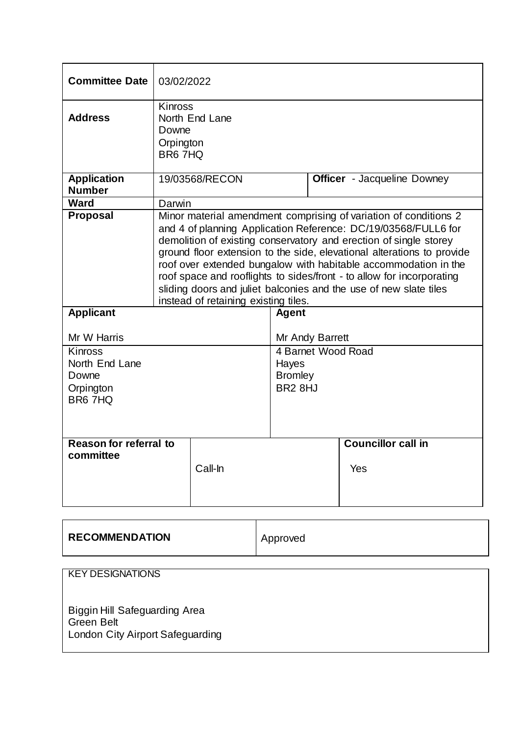| | | | |
|---|---|---|---|
| **Committee Date** | 03/02/2022 | | |
| **Address** | Kinross<br>North End Lane<br>Downe<br>Orpington<br>BR6 7HQ | | |
| **Application Number** | 19/03568/RECON | | **Officer** - Jacqueline Downey |
| **Ward** | Darwin | | |
| **Proposal** | Minor material amendment comprising of variation of conditions 2 and 4 of planning Application Reference: DC/19/03568/FULL6 for demolition of existing conservatory and erection of single storey ground floor extension to the side, elevational alterations to provide roof over extended bungalow with habitable accommodation in the roof space and rooflights to sides/front - to allow for incorporating sliding doors and juliet balconies and the use of new slate tiles instead of retaining existing tiles. | | |

| **Applicant** | **Agent** |
|---|---|
| Mr W Harris | Mr Andy Barrett |
| Kinross<br>North End Lane<br>Downe<br>Orpington<br>BR6 7HQ | 4 Barnet Wood Road<br>Hayes<br>Bromley<br>BR2 8HJ |

| **Reason for referral to committee** | | **Councillor call in** |
|---|---|---|
| | Call-In | Yes |

| **RECOMMENDATION** | Approved |
|---|---|

KEY DESIGNATIONS

Biggin Hill Safeguarding Area
Green Belt
London City Airport Safeguarding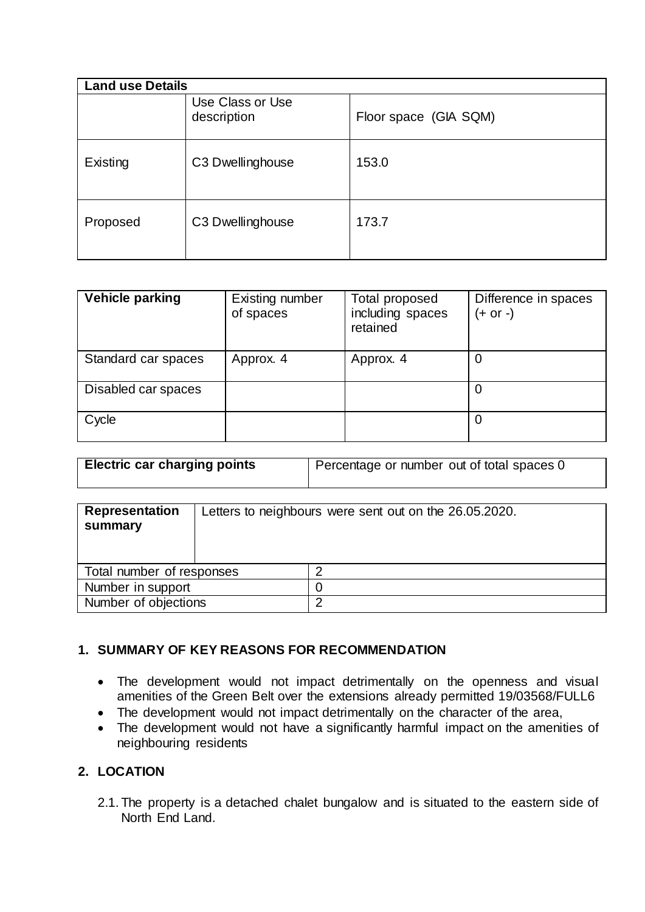| Land use Details | | |
|---|---|---|
| | Use Class or Use description | Floor space (GIA SQM) |
| Existing | C3 Dwellinghouse | 153.0 |
| Proposed | C3 Dwellinghouse | 173.7 |

| Vehicle parking | Existing number of spaces | Total proposed including spaces retained | Difference in spaces (+ or -) |
|---|---|---|---|
| Standard car spaces | Approx. 4 | Approx. 4 | 0 |
| Disabled car spaces | | | 0 |
| Cycle | | | 0 |

| Electric car charging points | Percentage or number out of total spaces 0 |
|---|---|

| Representation summary | Letters to neighbours were sent out on the 26.05.2020. |
|---|---|
| Total number of responses | 2 |
| Number in support | 0 |
| Number of objections | 2 |

## 1. SUMMARY OF KEY REASONS FOR RECOMMENDATION

- The development would not impact detrimentally on the openness and visual amenities of the Green Belt over the extensions already permitted 19/03568/FULL6
- The development would not impact detrimentally on the character of the area,
- The development would not have a significantly harmful impact on the amenities of neighbouring residents

## 2. LOCATION

2.1. The property is a detached chalet bungalow and is situated to the eastern side of North End Land.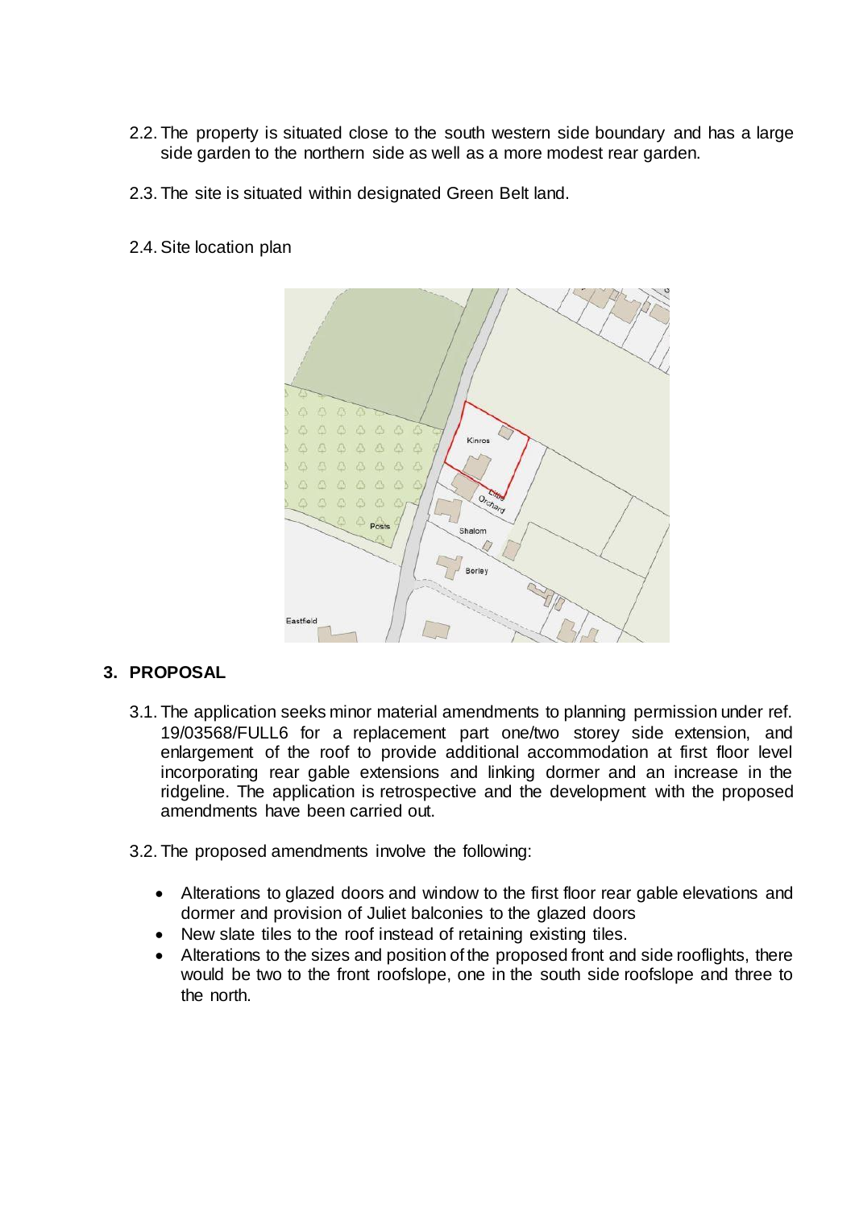2.2. The property is situated close to the south western side boundary and has a large side garden to the northern side as well as a more modest rear garden.

2.3. The site is situated within designated Green Belt land.

2.4. Site location plan

## 3. PROPOSAL

3.1. The application seeks minor material amendments to planning permission under ref. 19/03568/FULL6 for a replacement part one/two storey side extension, and enlargement of the roof to provide additional accommodation at first floor level incorporating rear gable extensions and linking dormer and an increase in the ridgeline. The application is retrospective and the development with the proposed amendments have been carried out.

3.2. The proposed amendments involve the following:

- Alterations to glazed doors and window to the first floor rear gable elevations and dormer and provision of Juliet balconies to the glazed doors
- New slate tiles to the roof instead of retaining existing tiles.
- Alterations to the sizes and position of the proposed front and side rooflights, there would be two to the front roofslope, one in the south side roofslope and three to the north.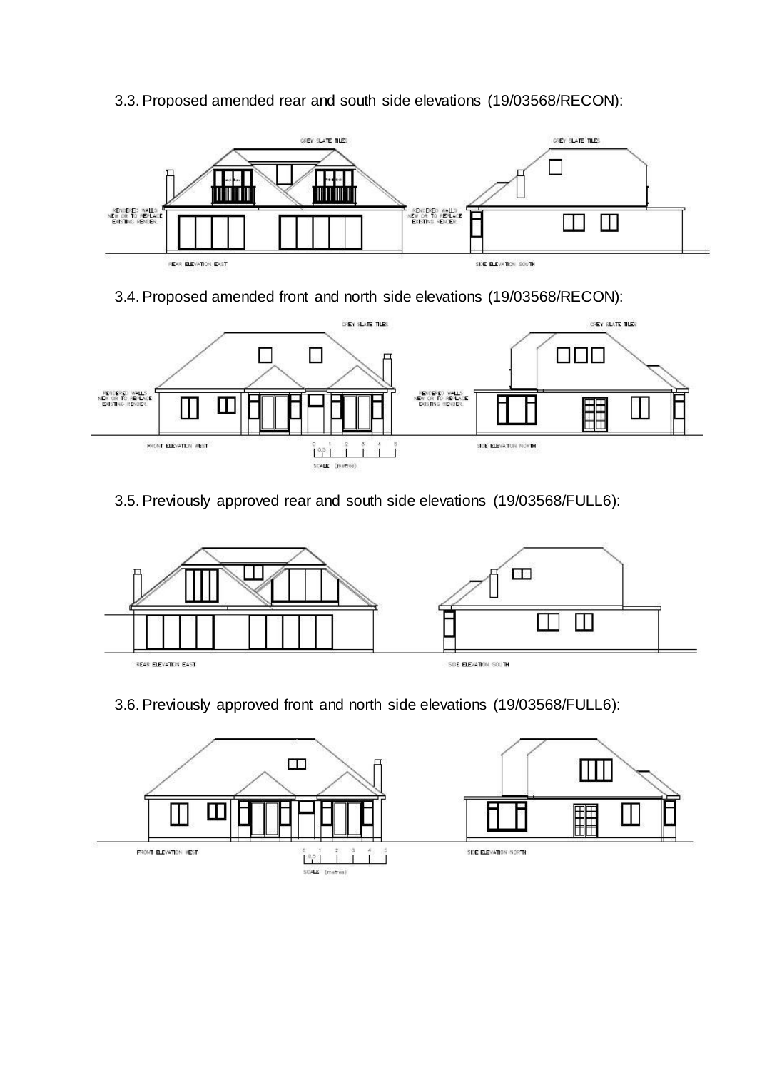3.3. Proposed amended rear and south side elevations (19/03568/RECON):

3.4. Proposed amended front and north side elevations (19/03568/RECON):

3.5. Previously approved rear and south side elevations (19/03568/FULL6):

3.6. Previously approved front and north side elevations (19/03568/FULL6):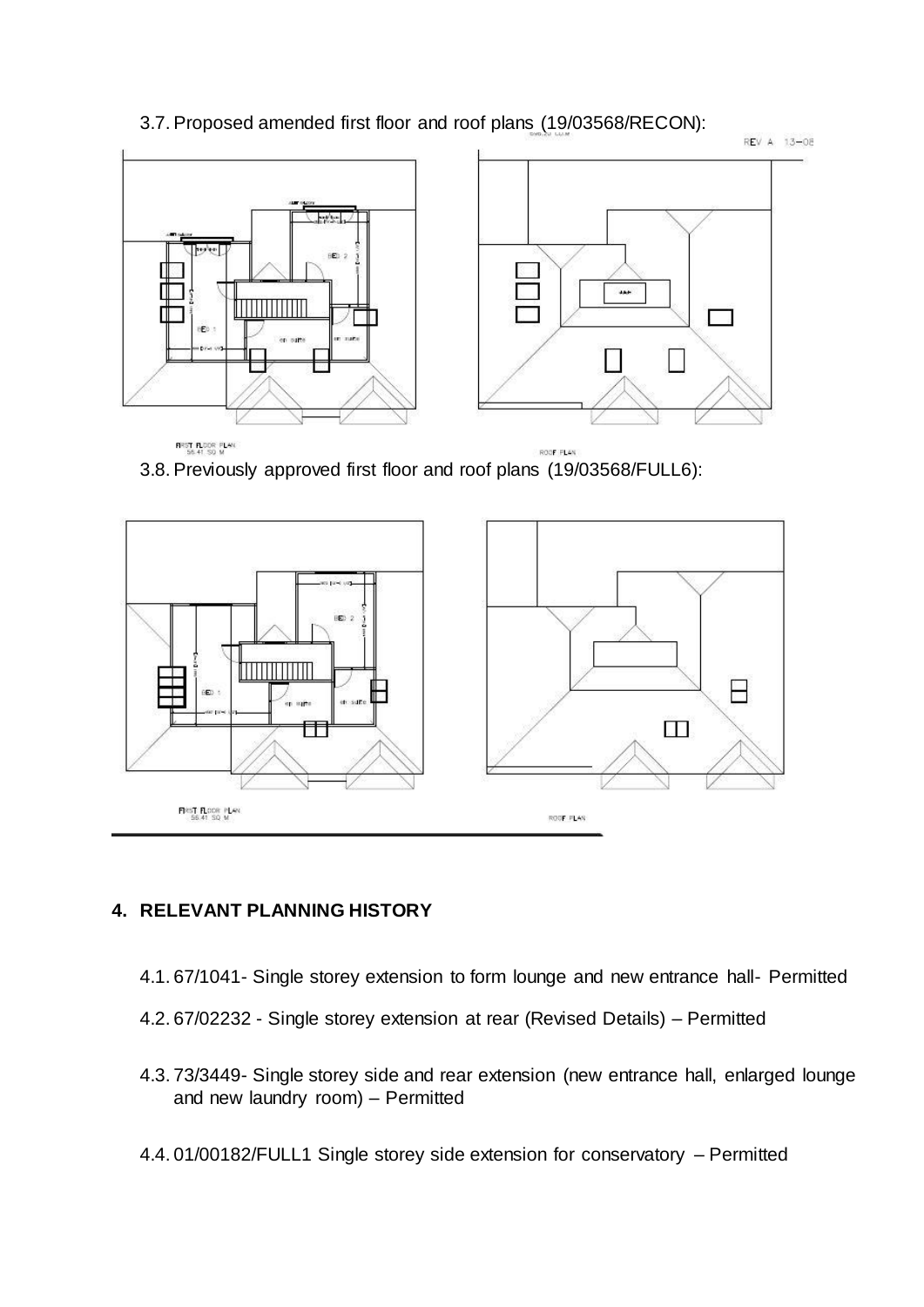3.7. Proposed amended first floor and roof plans (19/03568/RECON):

3.8. Previously approved first floor and roof plans (19/03568/FULL6):

## 4. RELEVANT PLANNING HISTORY

4.1. 67/1041- Single storey extension to form lounge and new entrance hall- Permitted

4.2. 67/02232 - Single storey extension at rear (Revised Details) – Permitted

4.3. 73/3449- Single storey side and rear extension (new entrance hall, enlarged lounge and new laundry room) – Permitted

4.4. 01/00182/FULL1 Single storey side extension for conservatory – Permitted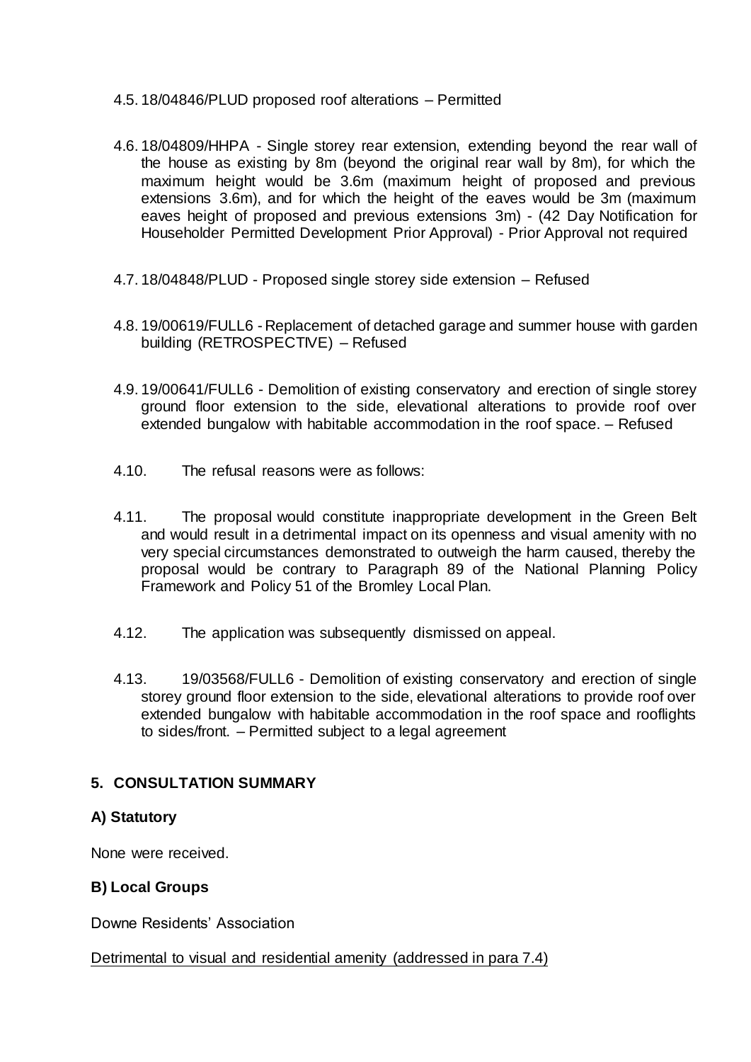4.5. 18/04846/PLUD proposed roof alterations – Permitted

4.6. 18/04809/HHPA - Single storey rear extension, extending beyond the rear wall of the house as existing by 8m (beyond the original rear wall by 8m), for which the maximum height would be 3.6m (maximum height of proposed and previous extensions 3.6m), and for which the height of the eaves would be 3m (maximum eaves height of proposed and previous extensions 3m) - (42 Day Notification for Householder Permitted Development Prior Approval) - Prior Approval not required

4.7. 18/04848/PLUD - Proposed single storey side extension – Refused

4.8. 19/00619/FULL6 - Replacement of detached garage and summer house with garden building (RETROSPECTIVE) – Refused

4.9. 19/00641/FULL6 - Demolition of existing conservatory and erection of single storey ground floor extension to the side, elevational alterations to provide roof over extended bungalow with habitable accommodation in the roof space. – Refused

4.10. The refusal reasons were as follows:

4.11. The proposal would constitute inappropriate development in the Green Belt and would result in a detrimental impact on its openness and visual amenity with no very special circumstances demonstrated to outweigh the harm caused, thereby the proposal would be contrary to Paragraph 89 of the National Planning Policy Framework and Policy 51 of the Bromley Local Plan.

4.12. The application was subsequently dismissed on appeal.

4.13. 19/03568/FULL6 - Demolition of existing conservatory and erection of single storey ground floor extension to the side, elevational alterations to provide roof over extended bungalow with habitable accommodation in the roof space and rooflights to sides/front. – Permitted subject to a legal agreement

## 5. CONSULTATION SUMMARY

### A) Statutory

None were received.

### B) Local Groups

Downe Residents' Association

Detrimental to visual and residential amenity (addressed in para 7.4)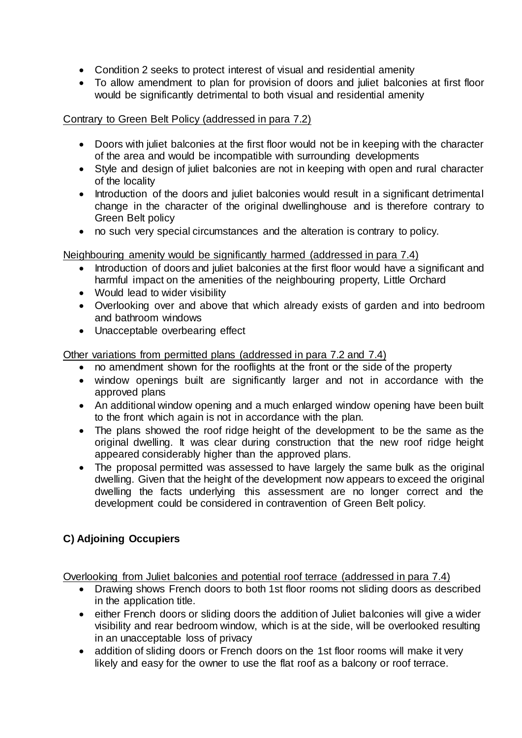- Condition 2 seeks to protect interest of visual and residential amenity
- To allow amendment to plan for provision of doors and juliet balconies at first floor would be significantly detrimental to both visual and residential amenity

Contrary to Green Belt Policy (addressed in para 7.2)

- Doors with juliet balconies at the first floor would not be in keeping with the character of the area and would be incompatible with surrounding developments
- Style and design of juliet balconies are not in keeping with open and rural character of the locality
- Introduction of the doors and juliet balconies would result in a significant detrimental change in the character of the original dwellinghouse and is therefore contrary to Green Belt policy
- no such very special circumstances and the alteration is contrary to policy.

Neighbouring amenity would be significantly harmed (addressed in para 7.4)

- Introduction of doors and juliet balconies at the first floor would have a significant and harmful impact on the amenities of the neighbouring property, Little Orchard
- Would lead to wider visibility
- Overlooking over and above that which already exists of garden and into bedroom and bathroom windows
- Unacceptable overbearing effect

Other variations from permitted plans (addressed in para 7.2 and 7.4)

- no amendment shown for the rooflights at the front or the side of the property
- window openings built are significantly larger and not in accordance with the approved plans
- An additional window opening and a much enlarged window opening have been built to the front which again is not in accordance with the plan.
- The plans showed the roof ridge height of the development to be the same as the original dwelling. It was clear during construction that the new roof ridge height appeared considerably higher than the approved plans.
- The proposal permitted was assessed to have largely the same bulk as the original dwelling. Given that the height of the development now appears to exceed the original dwelling the facts underlying this assessment are no longer correct and the development could be considered in contravention of Green Belt policy.

**C) Adjoining Occupiers**

Overlooking from Juliet balconies and potential roof terrace (addressed in para 7.4)

- Drawing shows French doors to both 1st floor rooms not sliding doors as described in the application title.
- either French doors or sliding doors the addition of Juliet balconies will give a wider visibility and rear bedroom window, which is at the side, will be overlooked resulting in an unacceptable loss of privacy
- addition of sliding doors or French doors on the 1st floor rooms will make it very likely and easy for the owner to use the flat roof as a balcony or roof terrace.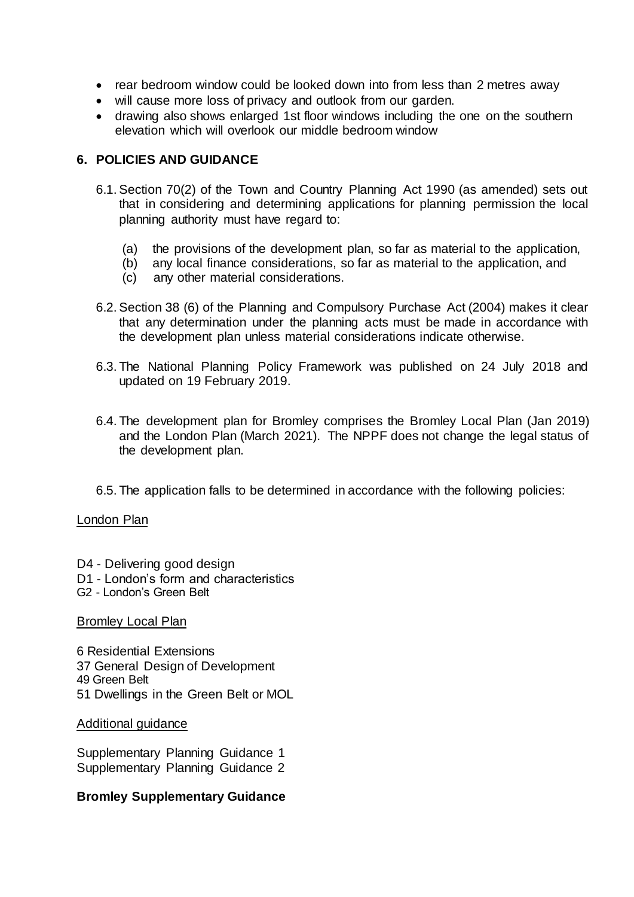- rear bedroom window could be looked down into from less than 2 metres away
- will cause more loss of privacy and outlook from our garden.
- drawing also shows enlarged 1st floor windows including the one on the southern elevation which will overlook our middle bedroom window

## 6. POLICIES AND GUIDANCE

6.1. Section 70(2) of the Town and Country Planning Act 1990 (as amended) sets out that in considering and determining applications for planning permission the local planning authority must have regard to:

(a) the provisions of the development plan, so far as material to the application,
(b) any local finance considerations, so far as material to the application, and
(c) any other material considerations.

6.2. Section 38 (6) of the Planning and Compulsory Purchase Act (2004) makes it clear that any determination under the planning acts must be made in accordance with the development plan unless material considerations indicate otherwise.

6.3. The National Planning Policy Framework was published on 24 July 2018 and updated on 19 February 2019.

6.4. The development plan for Bromley comprises the Bromley Local Plan (Jan 2019) and the London Plan (March 2021). The NPPF does not change the legal status of the development plan.

6.5. The application falls to be determined in accordance with the following policies:

London Plan

D4 - Delivering good design
D1 - London's form and characteristics
G2 - London's Green Belt

Bromley Local Plan

6 Residential Extensions
37 General Design of Development
49 Green Belt
51 Dwellings in the Green Belt or MOL

Additional guidance

Supplementary Planning Guidance 1
Supplementary Planning Guidance 2

**Bromley Supplementary Guidance**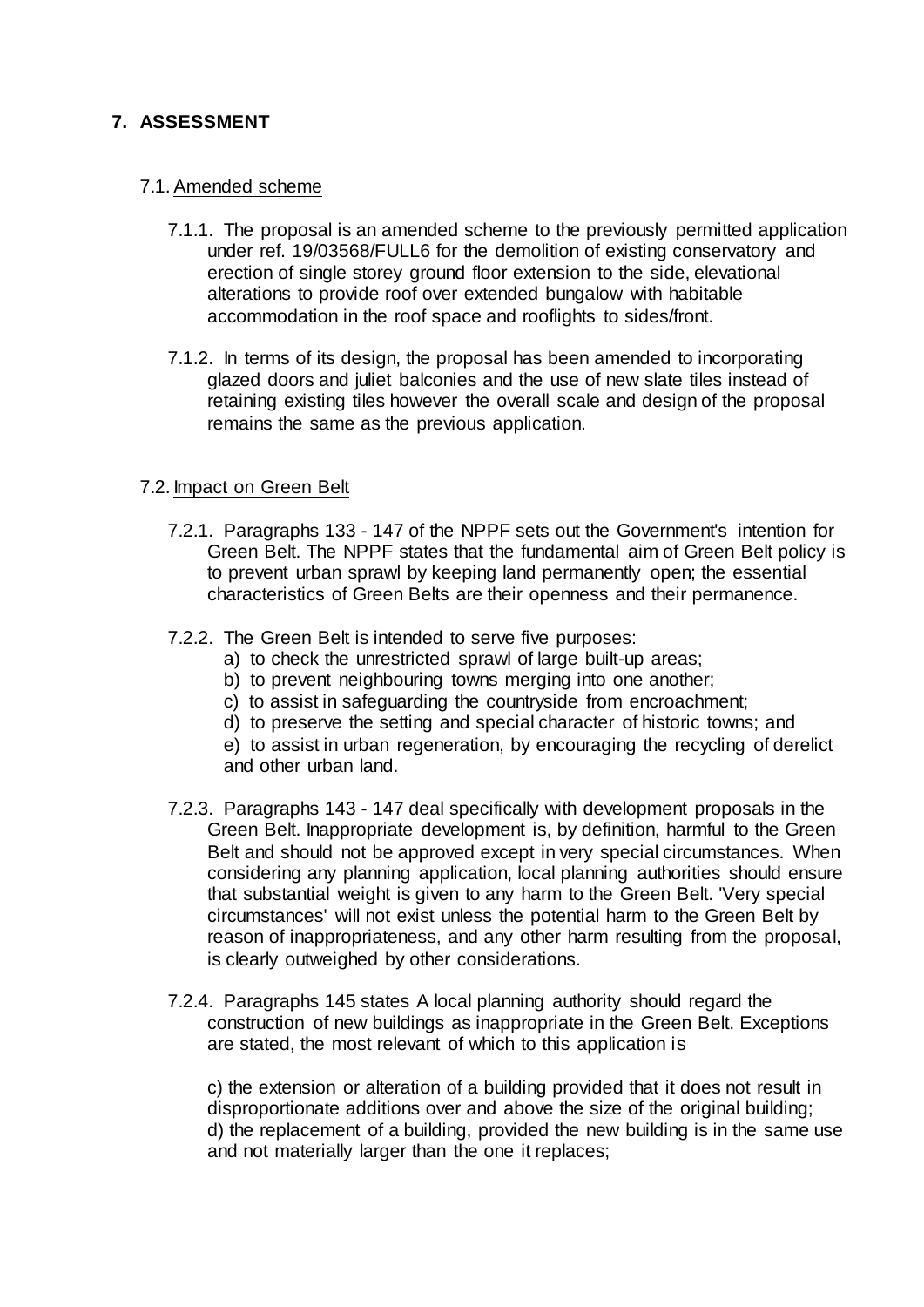## 7. ASSESSMENT

### 7.1. Amended scheme

7.1.1. The proposal is an amended scheme to the previously permitted application under ref. 19/03568/FULL6 for the demolition of existing conservatory and erection of single storey ground floor extension to the side, elevational alterations to provide roof over extended bungalow with habitable accommodation in the roof space and rooflights to sides/front.

7.1.2. In terms of its design, the proposal has been amended to incorporating glazed doors and juliet balconies and the use of new slate tiles instead of retaining existing tiles however the overall scale and design of the proposal remains the same as the previous application.

### 7.2. Impact on Green Belt

7.2.1. Paragraphs 133 - 147 of the NPPF sets out the Government's intention for Green Belt. The NPPF states that the fundamental aim of Green Belt policy is to prevent urban sprawl by keeping land permanently open; the essential characteristics of Green Belts are their openness and their permanence.

7.2.2. The Green Belt is intended to serve five purposes:

a) to check the unrestricted sprawl of large built-up areas;
b) to prevent neighbouring towns merging into one another;
c) to assist in safeguarding the countryside from encroachment;
d) to preserve the setting and special character of historic towns; and
e) to assist in urban regeneration, by encouraging the recycling of derelict and other urban land.

7.2.3. Paragraphs 143 - 147 deal specifically with development proposals in the Green Belt. Inappropriate development is, by definition, harmful to the Green Belt and should not be approved except in very special circumstances. When considering any planning application, local planning authorities should ensure that substantial weight is given to any harm to the Green Belt. 'Very special circumstances' will not exist unless the potential harm to the Green Belt by reason of inappropriateness, and any other harm resulting from the proposal, is clearly outweighed by other considerations.

7.2.4. Paragraphs 145 states A local planning authority should regard the construction of new buildings as inappropriate in the Green Belt. Exceptions are stated, the most relevant of which to this application is

c) the extension or alteration of a building provided that it does not result in disproportionate additions over and above the size of the original building;
d) the replacement of a building, provided the new building is in the same use and not materially larger than the one it replaces;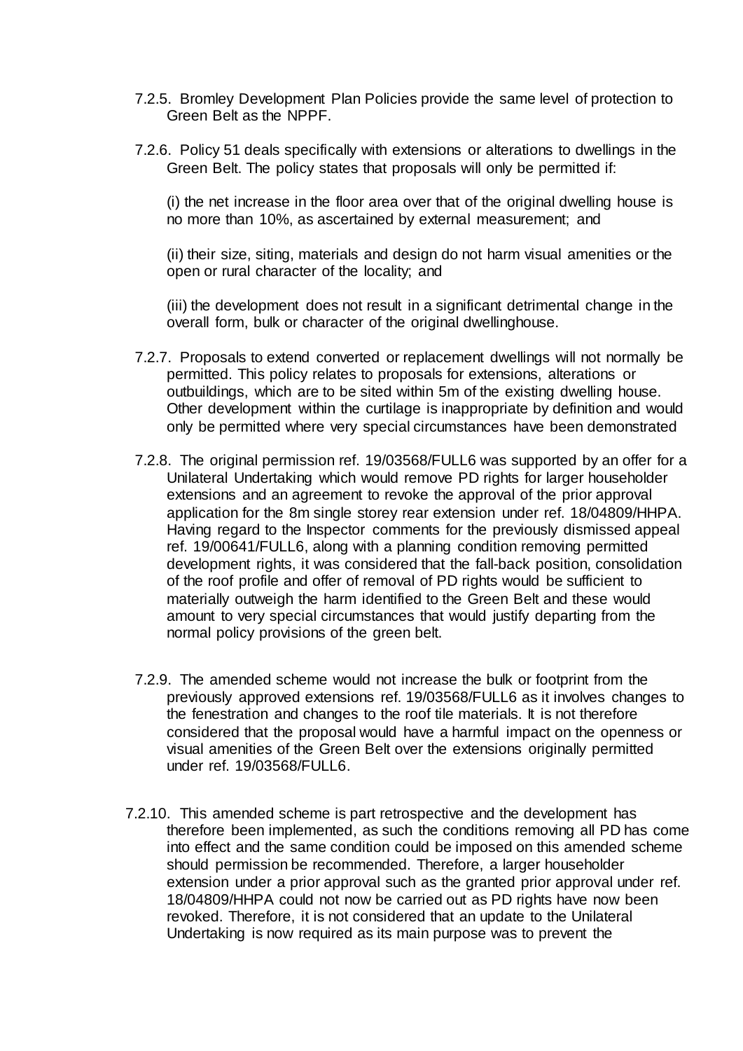7.2.5. Bromley Development Plan Policies provide the same level of protection to Green Belt as the NPPF.

7.2.6. Policy 51 deals specifically with extensions or alterations to dwellings in the Green Belt. The policy states that proposals will only be permitted if:

(i) the net increase in the floor area over that of the original dwelling house is no more than 10%, as ascertained by external measurement; and

(ii) their size, siting, materials and design do not harm visual amenities or the open or rural character of the locality; and

(iii) the development does not result in a significant detrimental change in the overall form, bulk or character of the original dwellinghouse.

7.2.7. Proposals to extend converted or replacement dwellings will not normally be permitted. This policy relates to proposals for extensions, alterations or outbuildings, which are to be sited within 5m of the existing dwelling house. Other development within the curtilage is inappropriate by definition and would only be permitted where very special circumstances have been demonstrated

7.2.8. The original permission ref. 19/03568/FULL6 was supported by an offer for a Unilateral Undertaking which would remove PD rights for larger householder extensions and an agreement to revoke the approval of the prior approval application for the 8m single storey rear extension under ref. 18/04809/HHPA. Having regard to the Inspector comments for the previously dismissed appeal ref. 19/00641/FULL6, along with a planning condition removing permitted development rights, it was considered that the fall-back position, consolidation of the roof profile and offer of removal of PD rights would be sufficient to materially outweigh the harm identified to the Green Belt and these would amount to very special circumstances that would justify departing from the normal policy provisions of the green belt.

7.2.9. The amended scheme would not increase the bulk or footprint from the previously approved extensions ref. 19/03568/FULL6 as it involves changes to the fenestration and changes to the roof tile materials. It is not therefore considered that the proposal would have a harmful impact on the openness or visual amenities of the Green Belt over the extensions originally permitted under ref. 19/03568/FULL6.

7.2.10. This amended scheme is part retrospective and the development has therefore been implemented, as such the conditions removing all PD has come into effect and the same condition could be imposed on this amended scheme should permission be recommended. Therefore, a larger householder extension under a prior approval such as the granted prior approval under ref. 18/04809/HHPA could not now be carried out as PD rights have now been revoked. Therefore, it is not considered that an update to the Unilateral Undertaking is now required as its main purpose was to prevent the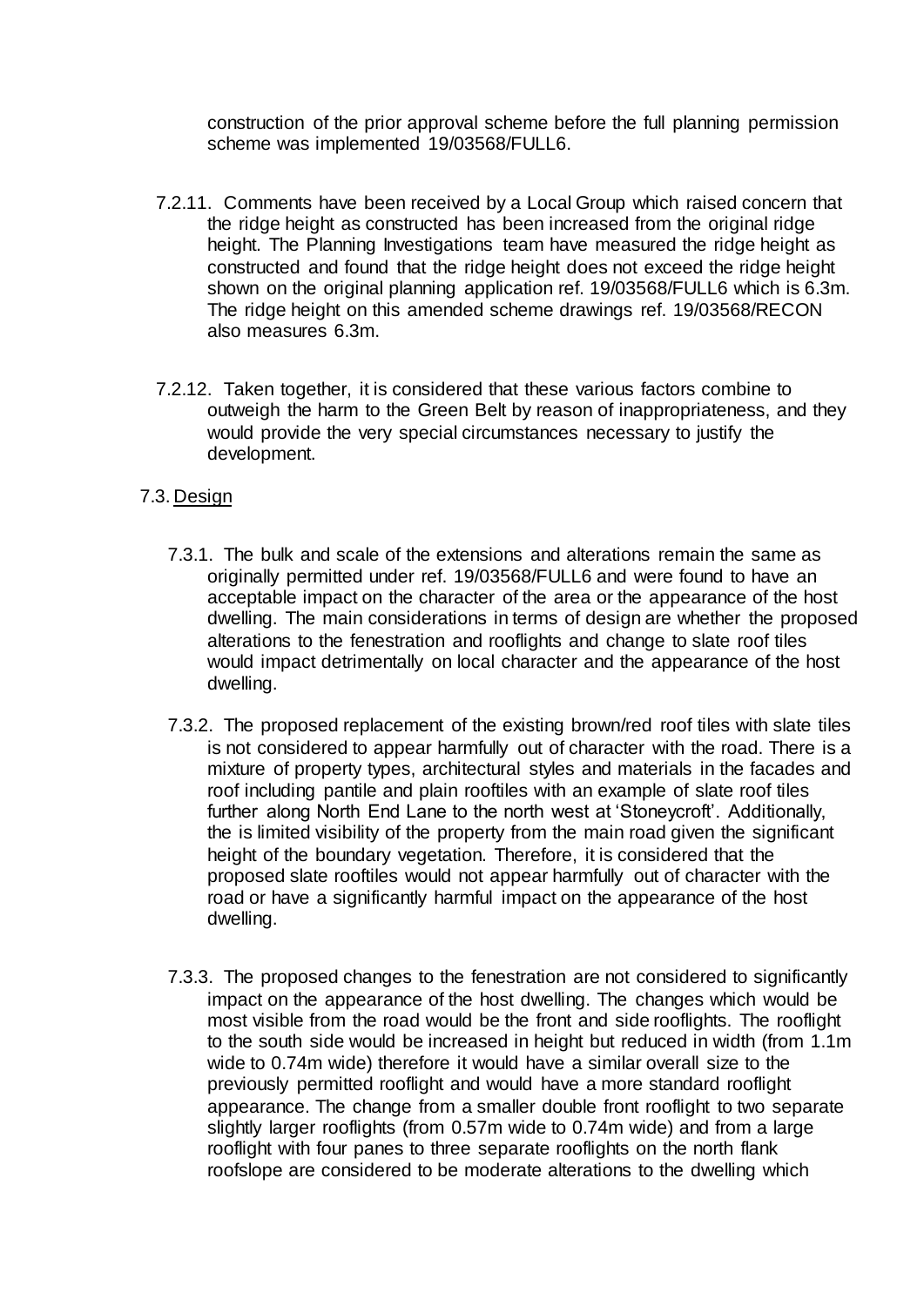construction of the prior approval scheme before the full planning permission scheme was implemented 19/03568/FULL6.

7.2.11. Comments have been received by a Local Group which raised concern that the ridge height as constructed has been increased from the original ridge height. The Planning Investigations team have measured the ridge height as constructed and found that the ridge height does not exceed the ridge height shown on the original planning application ref. 19/03568/FULL6 which is 6.3m. The ridge height on this amended scheme drawings ref. 19/03568/RECON also measures 6.3m.

7.2.12. Taken together, it is considered that these various factors combine to outweigh the harm to the Green Belt by reason of inappropriateness, and they would provide the very special circumstances necessary to justify the development.

7.3. Design

7.3.1. The bulk and scale of the extensions and alterations remain the same as originally permitted under ref. 19/03568/FULL6 and were found to have an acceptable impact on the character of the area or the appearance of the host dwelling. The main considerations in terms of design are whether the proposed alterations to the fenestration and rooflights and change to slate roof tiles would impact detrimentally on local character and the appearance of the host dwelling.

7.3.2. The proposed replacement of the existing brown/red roof tiles with slate tiles is not considered to appear harmfully out of character with the road. There is a mixture of property types, architectural styles and materials in the facades and roof including pantile and plain rooftiles with an example of slate roof tiles further along North End Lane to the north west at 'Stoneycroft'. Additionally, the is limited visibility of the property from the main road given the significant height of the boundary vegetation. Therefore, it is considered that the proposed slate rooftiles would not appear harmfully out of character with the road or have a significantly harmful impact on the appearance of the host dwelling.

7.3.3. The proposed changes to the fenestration are not considered to significantly impact on the appearance of the host dwelling. The changes which would be most visible from the road would be the front and side rooflights. The rooflight to the south side would be increased in height but reduced in width (from 1.1m wide to 0.74m wide) therefore it would have a similar overall size to the previously permitted rooflight and would have a more standard rooflight appearance. The change from a smaller double front rooflight to two separate slightly larger rooflights (from 0.57m wide to 0.74m wide) and from a large rooflight with four panes to three separate rooflights on the north flank roofslope are considered to be moderate alterations to the dwelling which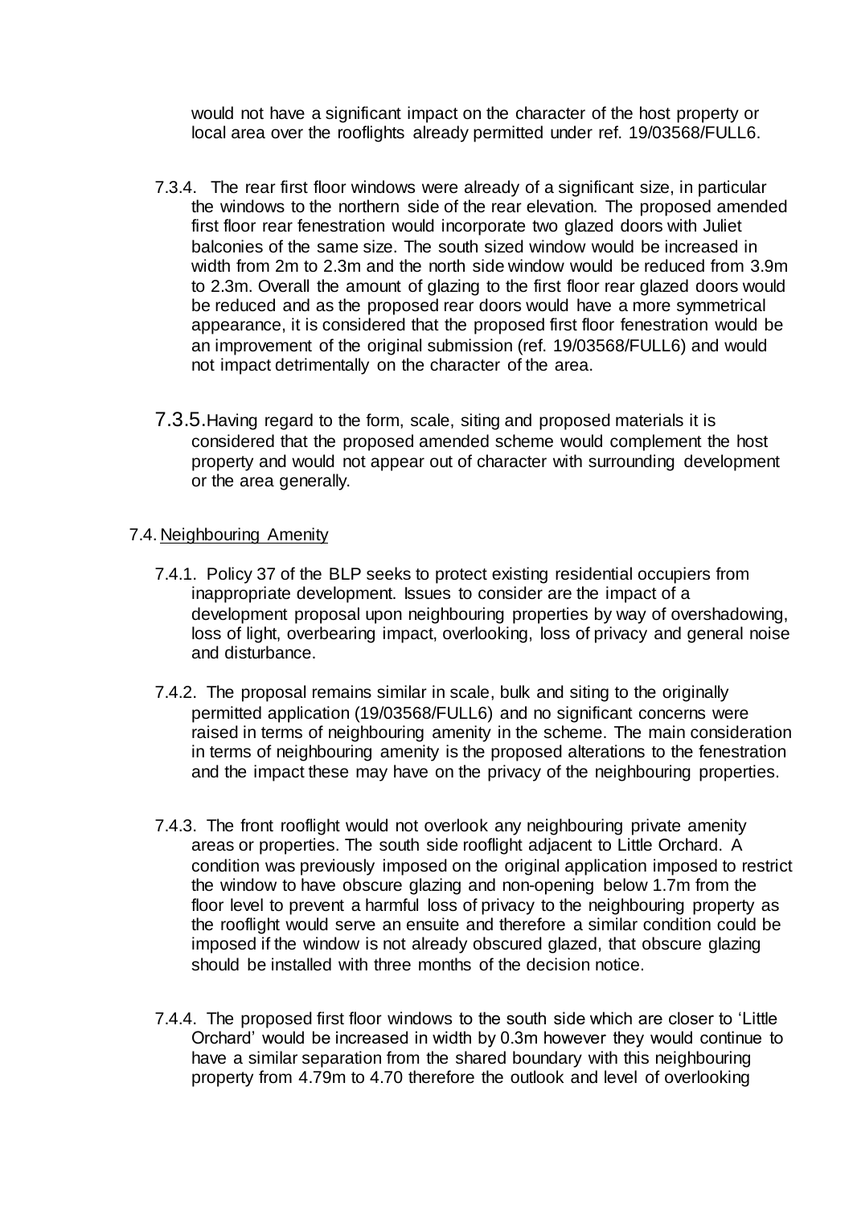would not have a significant impact on the character of the host property or local area over the rooflights already permitted under ref. 19/03568/FULL6.

7.3.4. The rear first floor windows were already of a significant size, in particular the windows to the northern side of the rear elevation. The proposed amended first floor rear fenestration would incorporate two glazed doors with Juliet balconies of the same size. The south sized window would be increased in width from 2m to 2.3m and the north side window would be reduced from 3.9m to 2.3m. Overall the amount of glazing to the first floor rear glazed doors would be reduced and as the proposed rear doors would have a more symmetrical appearance, it is considered that the proposed first floor fenestration would be an improvement of the original submission (ref. 19/03568/FULL6) and would not impact detrimentally on the character of the area.

7.3.5. Having regard to the form, scale, siting and proposed materials it is considered that the proposed amended scheme would complement the host property and would not appear out of character with surrounding development or the area generally.

7.4. Neighbouring Amenity

7.4.1. Policy 37 of the BLP seeks to protect existing residential occupiers from inappropriate development. Issues to consider are the impact of a development proposal upon neighbouring properties by way of overshadowing, loss of light, overbearing impact, overlooking, loss of privacy and general noise and disturbance.

7.4.2. The proposal remains similar in scale, bulk and siting to the originally permitted application (19/03568/FULL6) and no significant concerns were raised in terms of neighbouring amenity in the scheme. The main consideration in terms of neighbouring amenity is the proposed alterations to the fenestration and the impact these may have on the privacy of the neighbouring properties.

7.4.3. The front rooflight would not overlook any neighbouring private amenity areas or properties. The south side rooflight adjacent to Little Orchard. A condition was previously imposed on the original application imposed to restrict the window to have obscure glazing and non-opening below 1.7m from the floor level to prevent a harmful loss of privacy to the neighbouring property as the rooflight would serve an ensuite and therefore a similar condition could be imposed if the window is not already obscured glazed, that obscure glazing should be installed with three months of the decision notice.

7.4.4. The proposed first floor windows to the south side which are closer to 'Little Orchard' would be increased in width by 0.3m however they would continue to have a similar separation from the shared boundary with this neighbouring property from 4.79m to 4.70 therefore the outlook and level of overlooking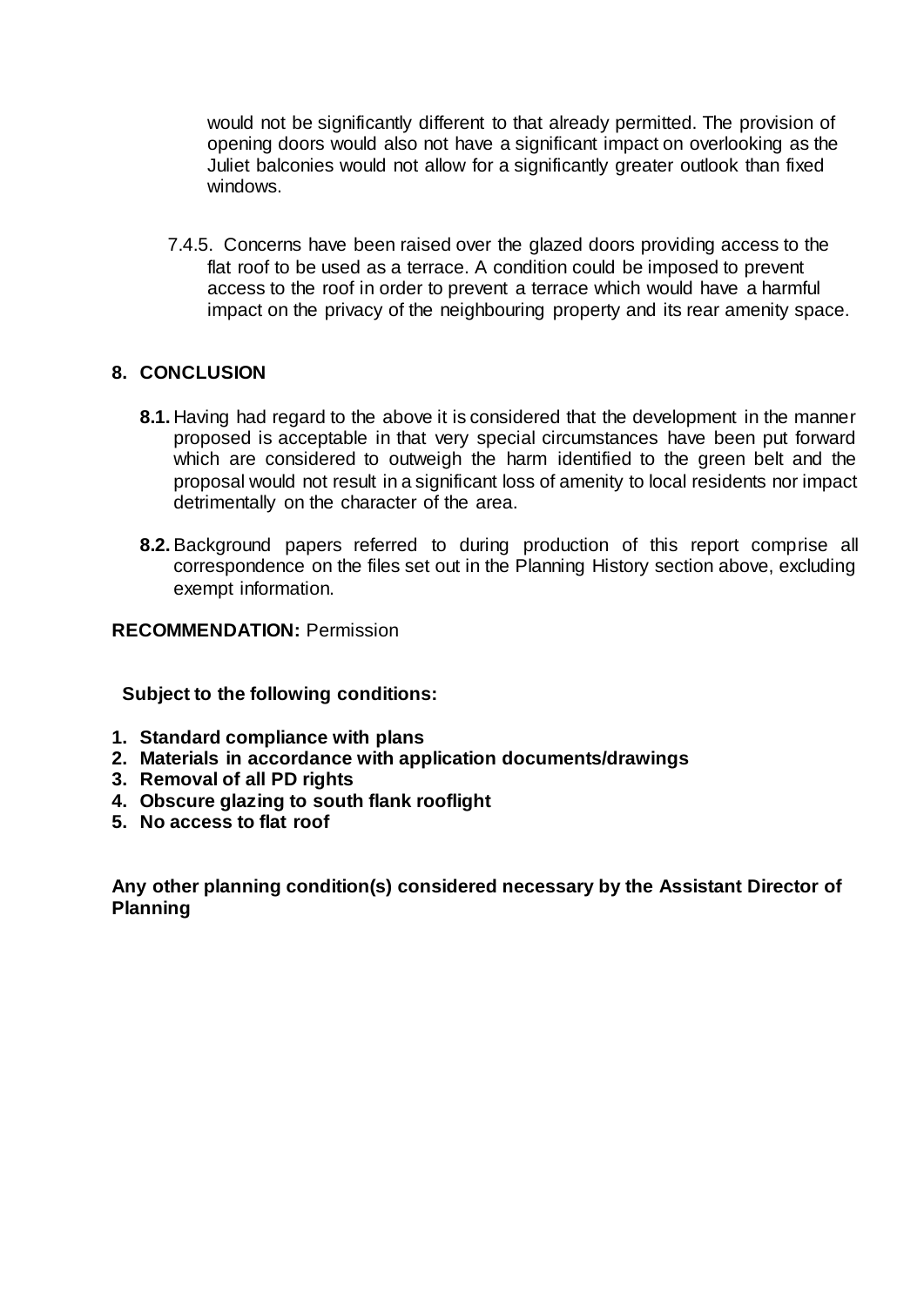would not be significantly different to that already permitted. The provision of opening doors would also not have a significant impact on overlooking as the Juliet balconies would not allow for a significantly greater outlook than fixed windows.

7.4.5. Concerns have been raised over the glazed doors providing access to the flat roof to be used as a terrace. A condition could be imposed to prevent access to the roof in order to prevent a terrace which would have a harmful impact on the privacy of the neighbouring property and its rear amenity space.

## 8. CONCLUSION

**8.1.** Having had regard to the above it is considered that the development in the manner proposed is acceptable in that very special circumstances have been put forward which are considered to outweigh the harm identified to the green belt and the proposal would not result in a significant loss of amenity to local residents nor impact detrimentally on the character of the area.

**8.2.** Background papers referred to during production of this report comprise all correspondence on the files set out in the Planning History section above, excluding exempt information.

**RECOMMENDATION:** Permission

**Subject to the following conditions:**

1. **Standard compliance with plans**
2. **Materials in accordance with application documents/drawings**
3. **Removal of all PD rights**
4. **Obscure glazing to south flank rooflight**
5. **No access to flat roof**

**Any other planning condition(s) considered necessary by the Assistant Director of Planning**